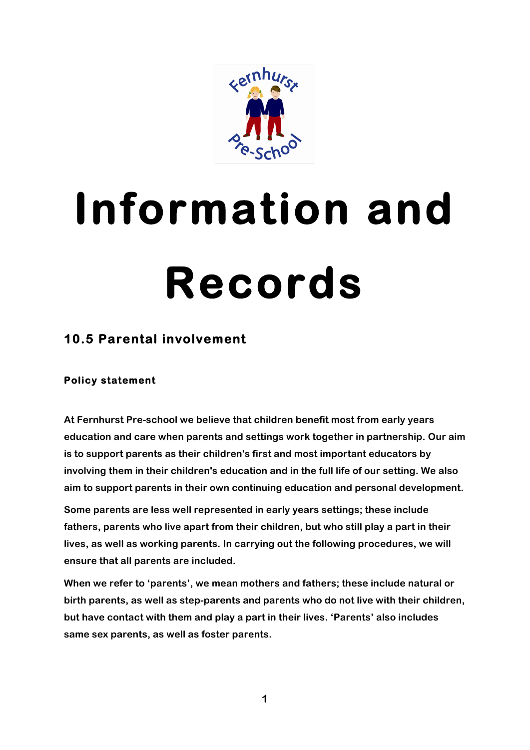# Information and Records

## 10.5 Parental involvement

### Policy statement

At Fernhurst Pre-school we believe that children benefit most from early years education and care when parents and settings work together in partnership. Our aim is to support parents as their children's first and most important educators by involving them in their children's education and in the full life of our setting. We also aim to support parents in their own continuing education and personal development.

Some parents are less well represented in early years settings; these include fathers, parents who live apart from their children, but who still play a part in their lives, as well as working parents. In carrying out the following procedures, we will ensure that all parents are included.

When we refer to 'parents', we mean mothers and fathers; these include natural or birth parents, as well as step-parents and parents who do not live with their children, but have contact with them and play a part in their lives. 'Parents' also includes same sex parents, as well as foster parents.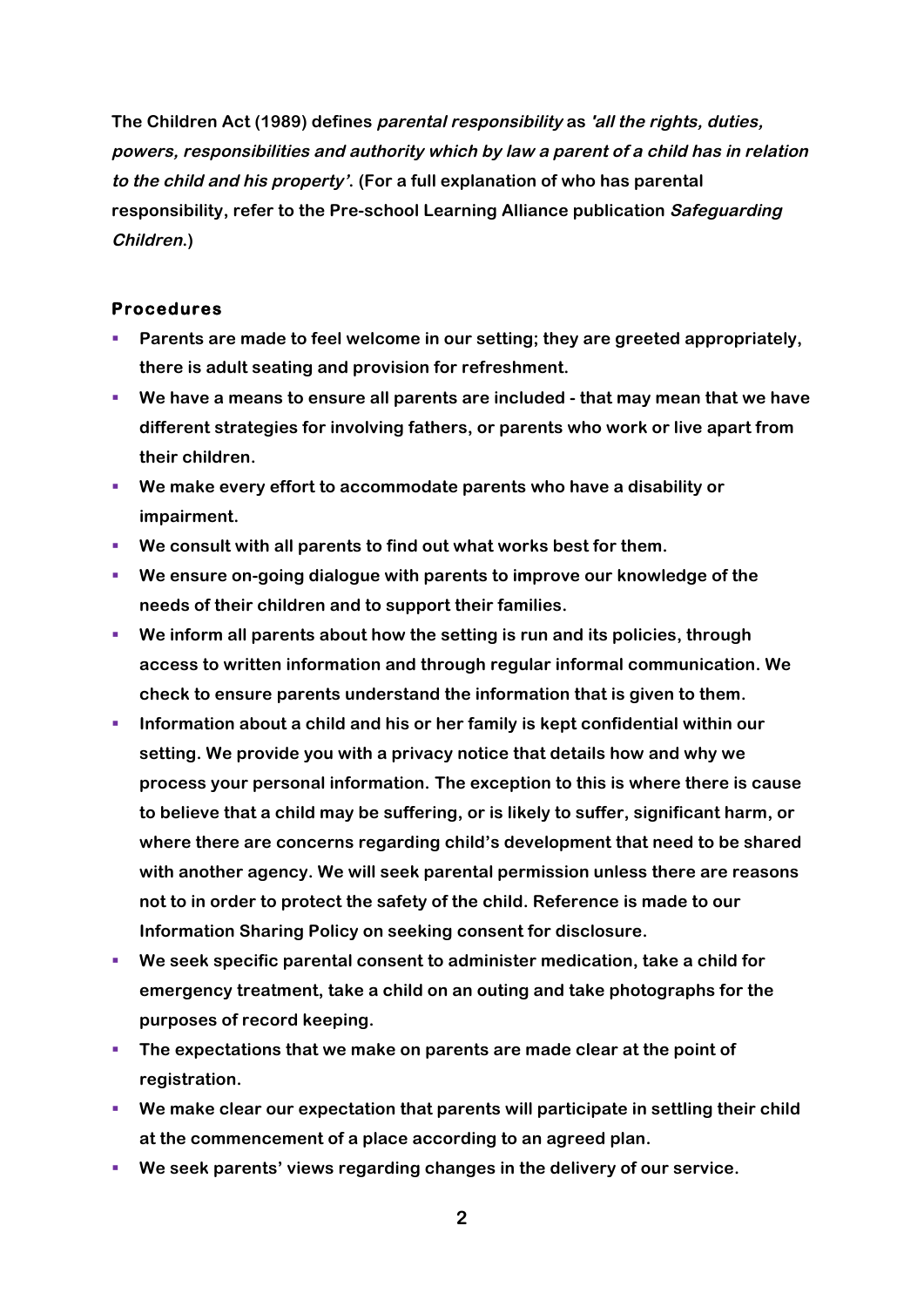The Children Act (1989) defines *parental responsibility* as *'all the rights, duties, powers, responsibilities and authority which by law a parent of a child has in relation to the child and his property'*. (For a full explanation of who has parental responsibility, refer to the Pre-school Learning Alliance publication *Safeguarding Children*.)

## Procedures

- Parents are made to feel welcome in our setting; they are greeted appropriately, there is adult seating and provision for refreshment.
- We have a means to ensure all parents are included - that may mean that we have different strategies for involving fathers, or parents who work or live apart from their children.
- We make every effort to accommodate parents who have a disability or impairment.
- We consult with all parents to find out what works best for them.
- We ensure on-going dialogue with parents to improve our knowledge of the needs of their children and to support their families.
- We inform all parents about how the setting is run and its policies, through access to written information and through regular informal communication. We check to ensure parents understand the information that is given to them.
- Information about a child and his or her family is kept confidential within our setting. We provide you with a privacy notice that details how and why we process your personal information. The exception to this is where there is cause to believe that a child may be suffering, or is likely to suffer, significant harm, or where there are concerns regarding child's development that need to be shared with another agency. We will seek parental permission unless there are reasons not to in order to protect the safety of the child. Reference is made to our Information Sharing Policy on seeking consent for disclosure.
- We seek specific parental consent to administer medication, take a child for emergency treatment, take a child on an outing and take photographs for the purposes of record keeping.
- The expectations that we make on parents are made clear at the point of registration.
- We make clear our expectation that parents will participate in settling their child at the commencement of a place according to an agreed plan.
- We seek parents' views regarding changes in the delivery of our service.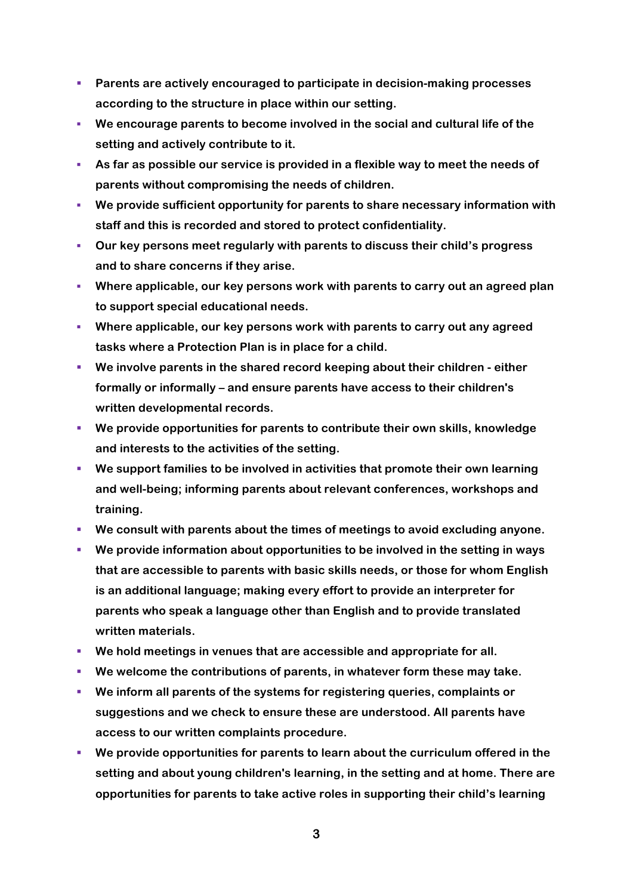- **Parents are actively encouraged to participate in decision-making processes according to the structure in place within our setting.**
- **We encourage parents to become involved in the social and cultural life of the setting and actively contribute to it.**
- **As far as possible our service is provided in a flexible way to meet the needs of parents without compromising the needs of children.**
- **We provide sufficient opportunity for parents to share necessary information with staff and this is recorded and stored to protect confidentiality.**
- **Our key persons meet regularly with parents to discuss their child's progress and to share concerns if they arise.**
- **Where applicable, our key persons work with parents to carry out an agreed plan to support special educational needs.**
- **Where applicable, our key persons work with parents to carry out any agreed tasks where a Protection Plan is in place for a child.**
- **We involve parents in the shared record keeping about their children - either formally or informally – and ensure parents have access to their children's written developmental records.**
- **We provide opportunities for parents to contribute their own skills, knowledge and interests to the activities of the setting.**
- **We support families to be involved in activities that promote their own learning and well-being; informing parents about relevant conferences, workshops and training.**
- **We consult with parents about the times of meetings to avoid excluding anyone.**
- **We provide information about opportunities to be involved in the setting in ways that are accessible to parents with basic skills needs, or those for whom English is an additional language; making every effort to provide an interpreter for parents who speak a language other than English and to provide translated written materials.**
- **We hold meetings in venues that are accessible and appropriate for all.**
- **We welcome the contributions of parents, in whatever form these may take.**
- **We inform all parents of the systems for registering queries, complaints or suggestions and we check to ensure these are understood. All parents have access to our written complaints procedure.**
- **We provide opportunities for parents to learn about the curriculum offered in the setting and about young children's learning, in the setting and at home. There are opportunities for parents to take active roles in supporting their child's learning**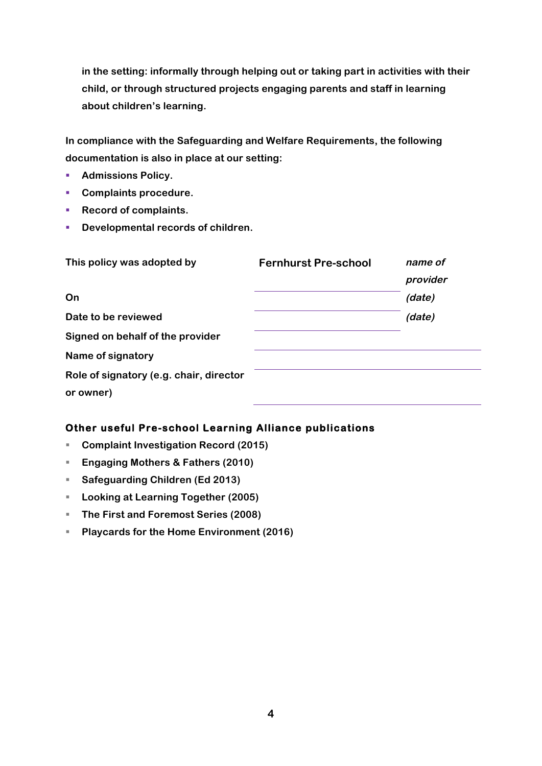in the setting: informally through helping out or taking part in activities with their child, or through structured projects engaging parents and staff in learning about children's learning.

In compliance with the Safeguarding and Welfare Requirements, the following documentation is also in place at our setting:

- Admissions Policy.
- Complaints procedure.
- Record of complaints.
- Developmental records of children.

| | | |
|---|---|---|
| This policy was adopted by | Fernhurst Pre-school | *name of provider* |
| On | | *(date)* |
| Date to be reviewed | | *(date)* |
| Signed on behalf of the provider | | |
| Name of signatory | | |
| Role of signatory (e.g. chair, director or owner) | | |

### Other useful Pre-school Learning Alliance publications

- Complaint Investigation Record (2015)
- Engaging Mothers & Fathers (2010)
- Safeguarding Children (Ed 2013)
- Looking at Learning Together (2005)
- The First and Foremost Series (2008)
- Playcards for the Home Environment (2016)